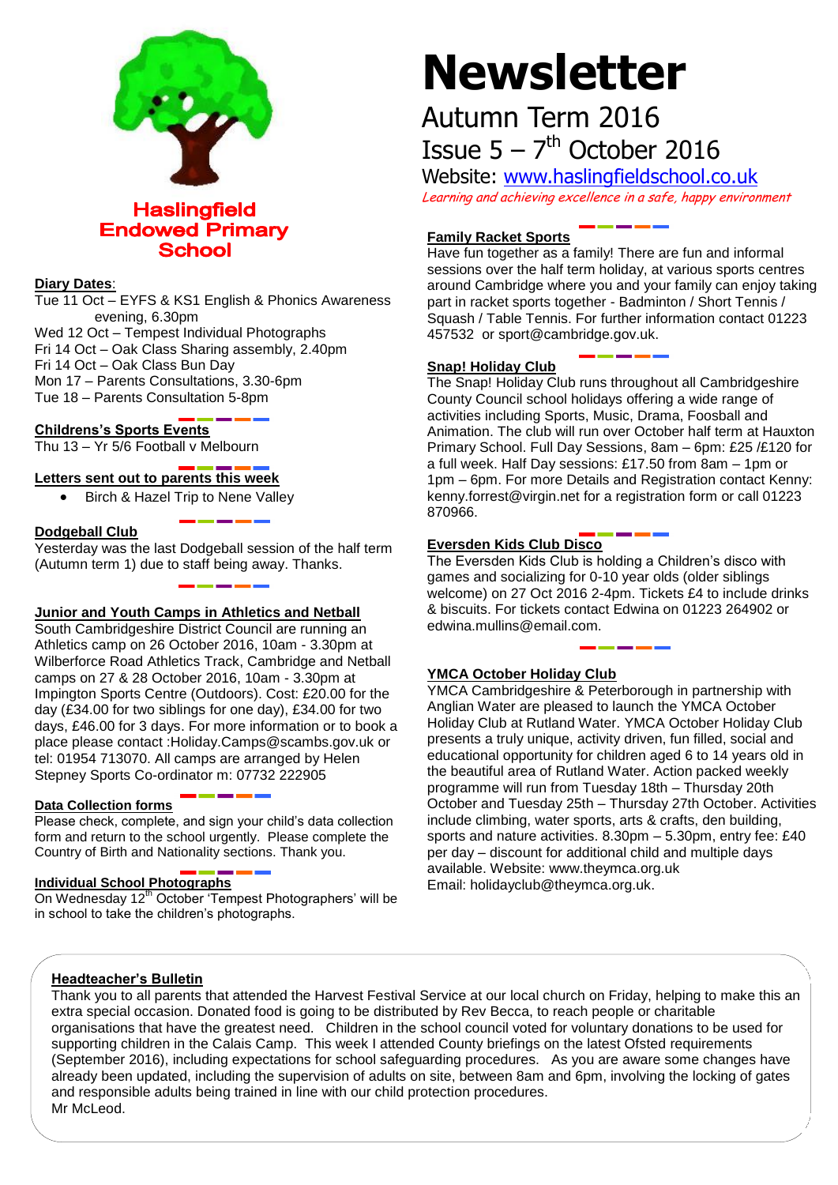# Newsletter

## Autumn Term 2016

## Issue 5 – 7th October 2016

Website: [www.haslingfieldschool.co.uk](http://www.haslingfieldschool.co.uk)

*Learning and achieving excellence in a safe, happy environment*

**Haslingfield Endowed Primary School**

**Diary Dates**:

Tue 11 Oct – EYFS & KS1 English & Phonics Awareness evening, 6.30pm
Wed 12 Oct – Tempest Individual Photographs
Fri 14 Oct – Oak Class Sharing assembly, 2.40pm
Fri 14 Oct – Oak Class Bun Day
Mon 17 – Parents Consultations, 3.30-6pm
Tue 18 – Parents Consultation 5-8pm

**Childrens's Sports Events**

Thu 13 – Yr 5/6 Football v Melbourn

**Letters sent out to parents this week**

- Birch & Hazel Trip to Nene Valley

**Dodgeball Club**

Yesterday was the last Dodgeball session of the half term (Autumn term 1) due to staff being away. Thanks.

**Junior and Youth Camps in Athletics and Netball**

South Cambridgeshire District Council are running an Athletics camp on 26 October 2016, 10am - 3.30pm at Wilberforce Road Athletics Track, Cambridge and Netball camps on 27 & 28 October 2016, 10am - 3.30pm at Impington Sports Centre (Outdoors). Cost: £20.00 for the day (£34.00 for two siblings for one day), £34.00 for two days, £46.00 for 3 days. For more information or to book a place please contact :Holiday.Camps@scambs.gov.uk or tel: 01954 713070. All camps are arranged by Helen Stepney Sports Co-ordinator m: 07732 222905

**Data Collection forms**

Please check, complete, and sign your child's data collection form and return to the school urgently. Please complete the Country of Birth and Nationality sections. Thank you.

**Individual School Photographs**

On Wednesday 12th October 'Tempest Photographers' will be in school to take the children's photographs.

**Family Racket Sports**

Have fun together as a family! There are fun and informal sessions over the half term holiday, at various sports centres around Cambridge where you and your family can enjoy taking part in racket sports together - Badminton / Short Tennis / Squash / Table Tennis. For further information contact 01223 457532 or sport@cambridge.gov.uk.

**Snap! Holiday Club**

The Snap! Holiday Club runs throughout all Cambridgeshire County Council school holidays offering a wide range of activities including Sports, Music, Drama, Foosball and Animation. The club will run over October half term at Hauxton Primary School. Full Day Sessions, 8am – 6pm: £25 /£120 for a full week. Half Day sessions: £17.50 from 8am – 1pm or 1pm – 6pm. For more Details and Registration contact Kenny: kenny.forrest@virgin.net for a registration form or call 01223 870966.

**Eversden Kids Club Disco**

The Eversden Kids Club is holding a Children's disco with games and socializing for 0-10 year olds (older siblings welcome) on 27 Oct 2016 2-4pm. Tickets £4 to include drinks & biscuits. For tickets contact Edwina on 01223 264902 or edwina.mullins@email.com.

**YMCA October Holiday Club**

YMCA Cambridgeshire & Peterborough in partnership with Anglian Water are pleased to launch the YMCA October Holiday Club at Rutland Water. YMCA October Holiday Club presents a truly unique, activity driven, fun filled, social and educational opportunity for children aged 6 to 14 years old in the beautiful area of Rutland Water. Action packed weekly programme will run from Tuesday 18th – Thursday 20th October and Tuesday 25th – Thursday 27th October. Activities include climbing, water sports, arts & crafts, den building, sports and nature activities. 8.30pm – 5.30pm, entry fee: £40 per day – discount for additional child and multiple days available. Website: www.theymca.org.uk
Email: holidayclub@theymca.org.uk.

**Headteacher's Bulletin**

Thank you to all parents that attended the Harvest Festival Service at our local church on Friday, helping to make this an extra special occasion. Donated food is going to be distributed by Rev Becca, to reach people or charitable organisations that have the greatest need. Children in the school council voted for voluntary donations to be used for supporting children in the Calais Camp. This week I attended County briefings on the latest Ofsted requirements (September 2016), including expectations for school safeguarding procedures. As you are aware some changes have already been updated, including the supervision of adults on site, between 8am and 6pm, involving the locking of gates and responsible adults being trained in line with our child protection procedures.
Mr McLeod.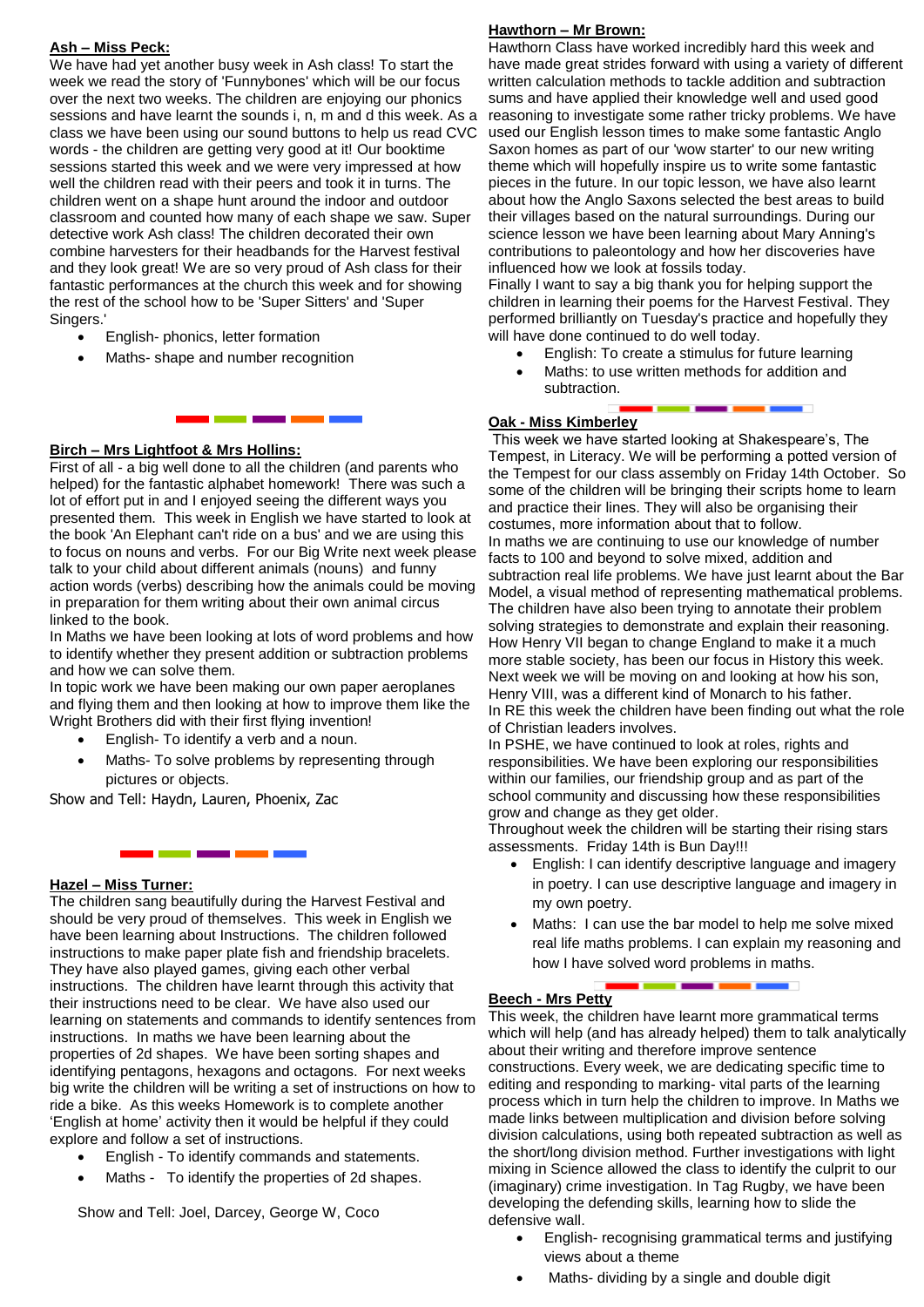**Ash – Miss Peck:**

We have had yet another busy week in Ash class! To start the week we read the story of 'Funnybones' which will be our focus over the next two weeks. The children are enjoying our phonics sessions and have learnt the sounds i, n, m and d this week. As a class we have been using our sound buttons to help us read CVC words - the children are getting very good at it! Our booktime sessions started this week and we were very impressed at how well the children read with their peers and took it in turns. The children went on a shape hunt around the indoor and outdoor classroom and counted how many of each shape we saw. Super detective work Ash class! The children decorated their own combine harvesters for their headbands for the Harvest festival and they look great! We are so very proud of Ash class for their fantastic performances at the church this week and for showing the rest of the school how to be 'Super Sitters' and 'Super Singers.'

- English- phonics, letter formation
- Maths- shape and number recognition

**Birch – Mrs Lightfoot & Mrs Hollins:**

First of all - a big well done to all the children (and parents who helped) for the fantastic alphabet homework! There was such a lot of effort put in and I enjoyed seeing the different ways you presented them. This week in English we have started to look at the book 'An Elephant can't ride on a bus' and we are using this to focus on nouns and verbs. For our Big Write next week please talk to your child about different animals (nouns) and funny action words (verbs) describing how the animals could be moving in preparation for them writing about their own animal circus linked to the book.

In Maths we have been looking at lots of word problems and how to identify whether they present addition or subtraction problems and how we can solve them.

In topic work we have been making our own paper aeroplanes and flying them and then looking at how to improve them like the Wright Brothers did with their first flying invention!

- English- To identify a verb and a noun.
- Maths- To solve problems by representing through pictures or objects.

Show and Tell: Haydn, Lauren, Phoenix, Zac

**Hazel – Miss Turner:**

The children sang beautifully during the Harvest Festival and should be very proud of themselves. This week in English we have been learning about Instructions. The children followed instructions to make paper plate fish and friendship bracelets. They have also played games, giving each other verbal instructions. The children have learnt through this activity that their instructions need to be clear. We have also used our learning on statements and commands to identify sentences from instructions. In maths we have been learning about the properties of 2d shapes. We have been sorting shapes and identifying pentagons, hexagons and octagons. For next weeks big write the children will be writing a set of instructions on how to ride a bike. As this weeks Homework is to complete another 'English at home' activity then it would be helpful if they could explore and follow a set of instructions.

- English - To identify commands and statements.
- Maths - To identify the properties of 2d shapes.

Show and Tell: Joel, Darcey, George W, Coco

**Hawthorn – Mr Brown:**

Hawthorn Class have worked incredibly hard this week and have made great strides forward with using a variety of different written calculation methods to tackle addition and subtraction sums and have applied their knowledge well and used good reasoning to investigate some rather tricky problems. We have used our English lesson times to make some fantastic Anglo Saxon homes as part of our 'wow starter' to our new writing theme which will hopefully inspire us to write some fantastic pieces in the future. In our topic lesson, we have also learnt about how the Anglo Saxons selected the best areas to build their villages based on the natural surroundings. During our science lesson we have been learning about Mary Anning's contributions to paleontology and how her discoveries have influenced how we look at fossils today.

Finally I want to say a big thank you for helping support the children in learning their poems for the Harvest Festival. They performed brilliantly on Tuesday's practice and hopefully they will have done continued to do well today.

- English: To create a stimulus for future learning
- Maths: to use written methods for addition and subtraction.

**Oak - Miss Kimberley**

This week we have started looking at Shakespeare's, The Tempest, in Literacy. We will be performing a potted version of the Tempest for our class assembly on Friday 14th October. So some of the children will be bringing their scripts home to learn and practice their lines. They will also be organising their costumes, more information about that to follow.

In maths we are continuing to use our knowledge of number facts to 100 and beyond to solve mixed, addition and subtraction real life problems. We have just learnt about the Bar Model, a visual method of representing mathematical problems. The children have also been trying to annotate their problem solving strategies to demonstrate and explain their reasoning.

How Henry VII began to change England to make it a much more stable society, has been our focus in History this week. Next week we will be moving on and looking at how his son, Henry VIII, was a different kind of Monarch to his father.

In RE this week the children have been finding out what the role of Christian leaders involves.

In PSHE, we have continued to look at roles, rights and responsibilities. We have been exploring our responsibilities within our families, our friendship group and as part of the school community and discussing how these responsibilities grow and change as they get older.

Throughout week the children will be starting their rising stars assessments. Friday 14th is Bun Day!!!

- English: I can identify descriptive language and imagery in poetry. I can use descriptive language and imagery in my own poetry.
- Maths: I can use the bar model to help me solve mixed real life maths problems. I can explain my reasoning and how I have solved word problems in maths.

**Beech - Mrs Petty**

This week, the children have learnt more grammatical terms which will help (and has already helped) them to talk analytically about their writing and therefore improve sentence constructions. Every week, we are dedicating specific time to editing and responding to marking- vital parts of the learning process which in turn help the children to improve. In Maths we made links between multiplication and division before solving division calculations, using both repeated subtraction as well as the short/long division method. Further investigations with light mixing in Science allowed the class to identify the culprit to our (imaginary) crime investigation. In Tag Rugby, we have been developing the defending skills, learning how to slide the defensive wall.

- English- recognising grammatical terms and justifying views about a theme
- Maths- dividing by a single and double digit